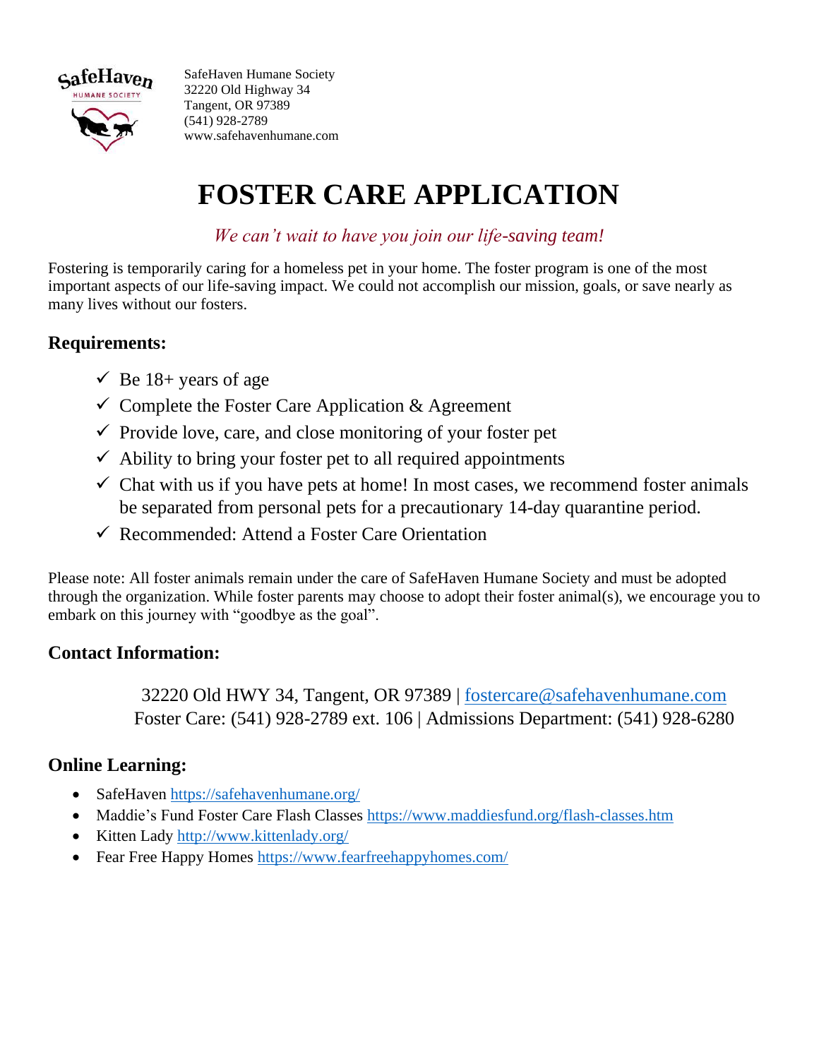SafeHaven Humane Society
32220 Old Highway 34
Tangent, OR 97389
(541) 928-2789
www.safehavenhumane.com

# FOSTER CARE APPLICATION

*We can't wait to have you join our life-saving team!*

Fostering is temporarily caring for a homeless pet in your home. The foster program is one of the most important aspects of our life-saving impact. We could not accomplish our mission, goals, or save nearly as many lives without our fosters.

## Requirements:

- ✓ Be 18+ years of age
- ✓ Complete the Foster Care Application & Agreement
- ✓ Provide love, care, and close monitoring of your foster pet
- ✓ Ability to bring your foster pet to all required appointments
- ✓ Chat with us if you have pets at home! In most cases, we recommend foster animals be separated from personal pets for a precautionary 14-day quarantine period.
- ✓ Recommended: Attend a Foster Care Orientation

Please note: All foster animals remain under the care of SafeHaven Humane Society and must be adopted through the organization. While foster parents may choose to adopt their foster animal(s), we encourage you to embark on this journey with "goodbye as the goal".

## Contact Information:

32220 Old HWY 34, Tangent, OR 97389 | fostercare@safehavenhumane.com
Foster Care: (541) 928-2789 ext. 106 | Admissions Department: (541) 928-6280

## Online Learning:

- SafeHaven https://safehavenhumane.org/
- Maddie's Fund Foster Care Flash Classes https://www.maddiesfund.org/flash-classes.htm
- Kitten Lady http://www.kittenlady.org/
- Fear Free Happy Homes https://www.fearfreehappyhomes.com/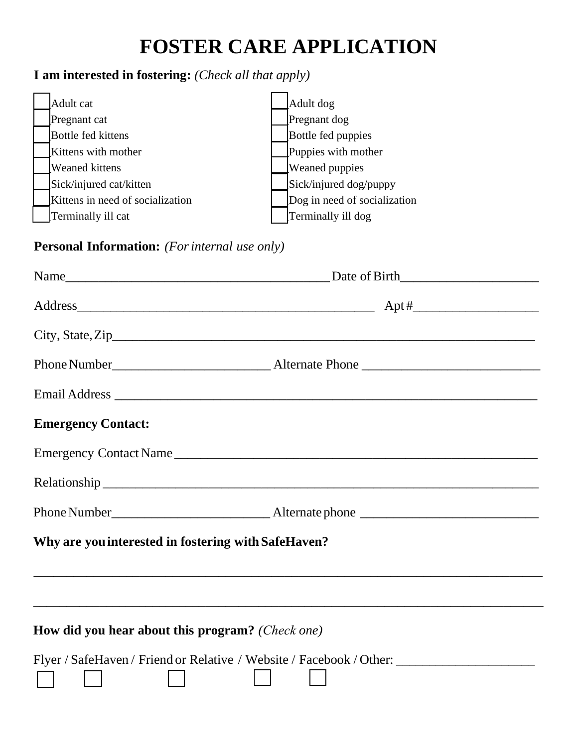# FOSTER CARE APPLICATION

**I am interested in fostering:** *(Check all that apply)*

- [ ] Adult cat
- [ ] Pregnant cat
- [ ] Bottle fed kittens
- [ ] Kittens with mother
- [ ] Weaned kittens
- [ ] Sick/injured cat/kitten
- [ ] Kittens in need of socialization
- [ ] Terminally ill cat

- [ ] Adult dog
- [ ] Pregnant dog
- [ ] Bottle fed puppies
- [ ] Puppies with mother
- [ ] Weaned puppies
- [ ] Sick/injured dog/puppy
- [ ] Dog in need of socialization
- [ ] Terminally ill dog

**Personal Information:** *(For internal use only)*

Name________________________________________ Date of Birth_____________________

Address_____________________________________________ Apt #___________________

City, State, Zip_________________________________________________________________

Phone Number________________________ Alternate Phone ___________________________

Email Address __________________________________________________________________

**Emergency Contact:**

Emergency Contact Name ________________________________________________________

Relationship ____________________________________________________________________

Phone Number________________________ Alternate phone ___________________________

**Why are you interested in fostering with SafeHaven?**

______________________________________________________________________________

______________________________________________________________________________

**How did you hear about this program?** *(Check one)*

Flyer / SafeHaven / Friend or Relative / Website / Facebook / Other: _____________________

- [ ] Flyer
- [ ] SafeHaven
- [ ] Friend or Relative
- [ ] Website
- [ ] Facebook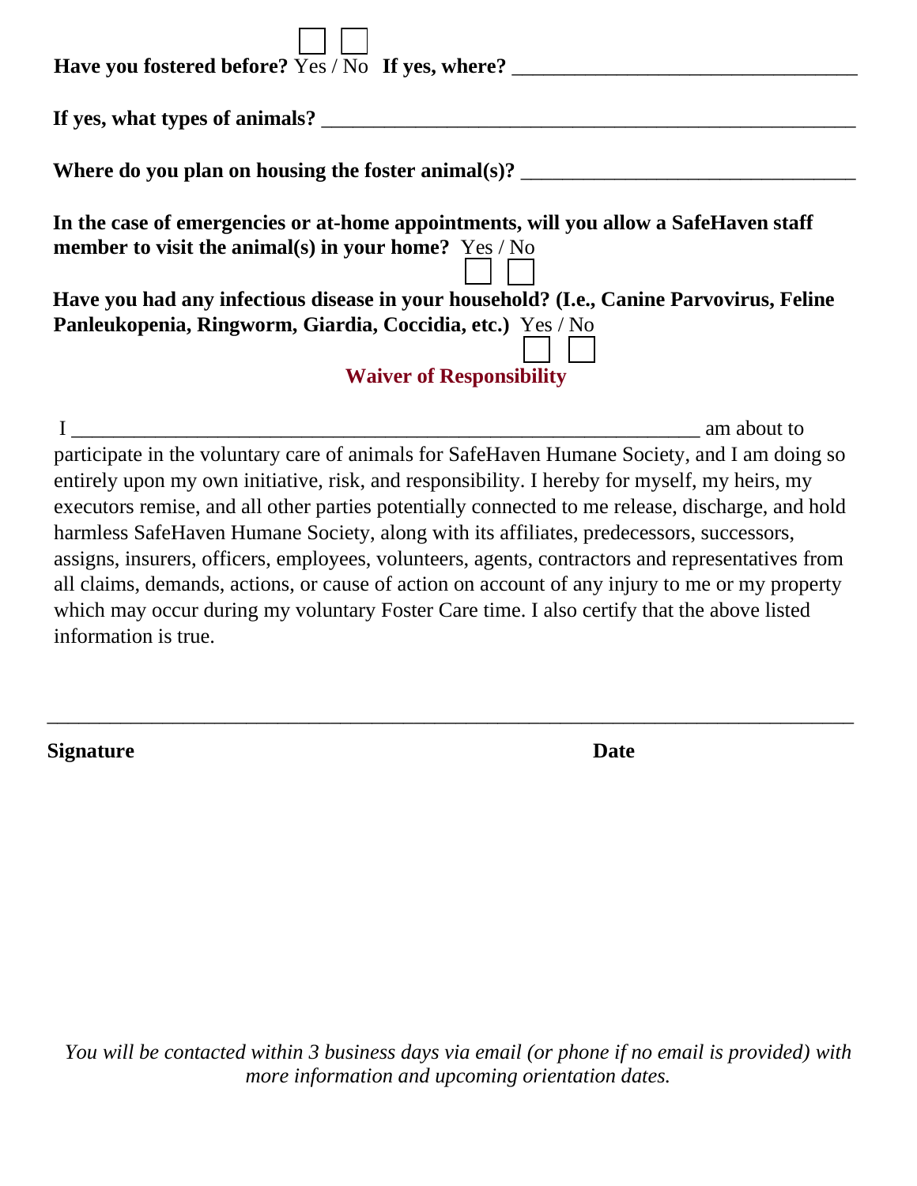**Have you fostered before?** Yes / No ☐ ☐ **If yes, where?** ________________________________

**If yes, what types of animals?** ____________________________________________________

**Where do you plan on housing the foster animal(s)?** ________________________________

**In the case of emergencies or at-home appointments, will you allow a SafeHaven staff member to visit the animal(s) in your home?** Yes / No ☐ ☐

**Have you had any infectious disease in your household? (I.e., Canine Parvovirus, Feline Panleukopenia, Ringworm, Giardia, Coccidia, etc.)** Yes / No ☐ ☐

## Waiver of Responsibility

I ______________________________________________________________ am about to participate in the voluntary care of animals for SafeHaven Humane Society, and I am doing so entirely upon my own initiative, risk, and responsibility. I hereby for myself, my heirs, my executors remise, and all other parties potentially connected to me release, discharge, and hold harmless SafeHaven Humane Society, along with its affiliates, predecessors, successors, assigns, insurers, officers, employees, volunteers, agents, contractors and representatives from all claims, demands, actions, or cause of action on account of any injury to me or my property which may occur during my voluntary Foster Care time. I also certify that the above listed information is true.

______________________________________________________________________________

**Signature** **Date**

*You will be contacted within 3 business days via email (or phone if no email is provided) with more information and upcoming orientation dates.*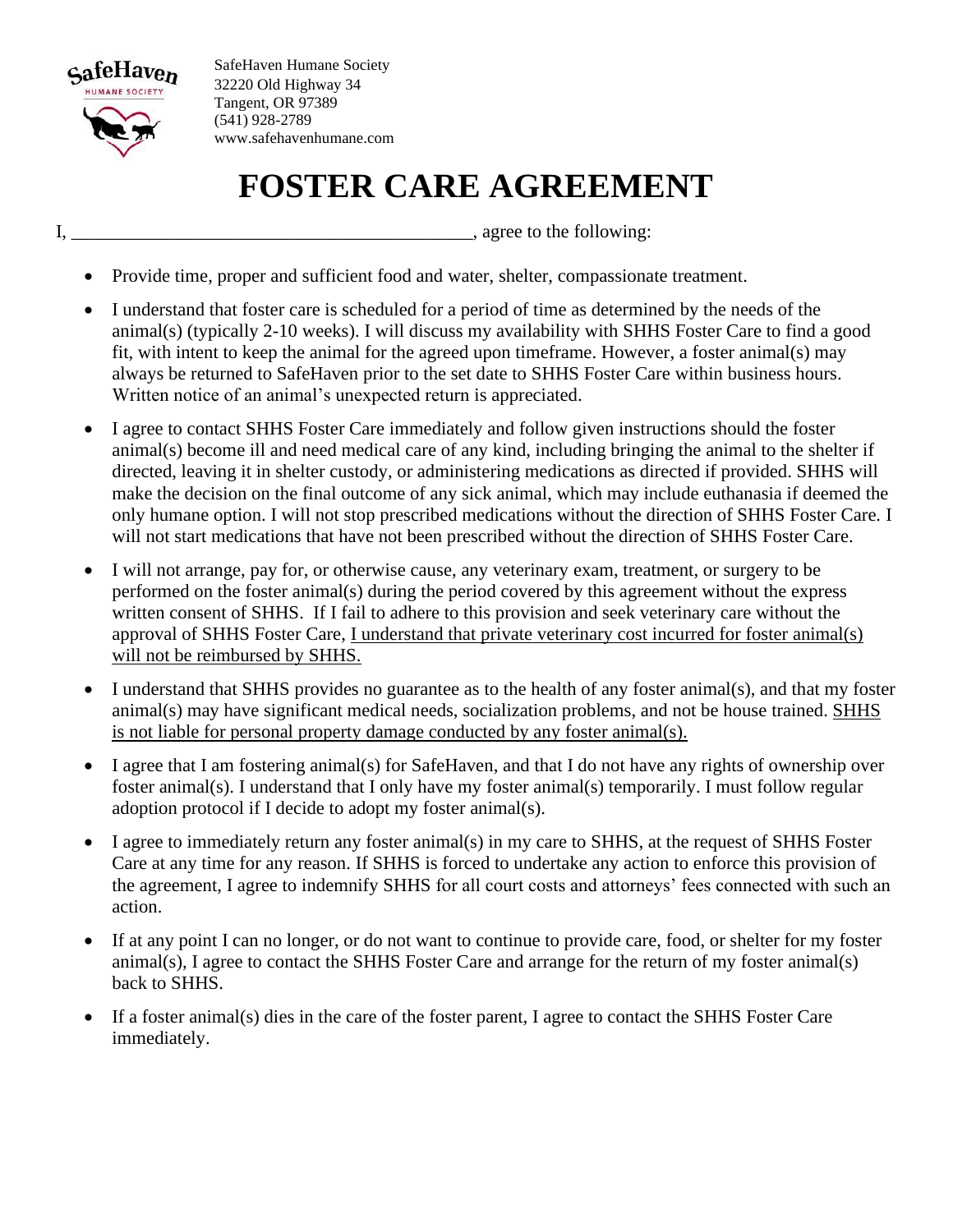SafeHaven Humane Society
32220 Old Highway 34
Tangent, OR 97389
(541) 928-2789
www.safehavenhumane.com

# FOSTER CARE AGREEMENT

I, ________________________________________, agree to the following:

- Provide time, proper and sufficient food and water, shelter, compassionate treatment.
- I understand that foster care is scheduled for a period of time as determined by the needs of the animal(s) (typically 2-10 weeks). I will discuss my availability with SHHS Foster Care to find a good fit, with intent to keep the animal for the agreed upon timeframe. However, a foster animal(s) may always be returned to SafeHaven prior to the set date to SHHS Foster Care within business hours. Written notice of an animal's unexpected return is appreciated.
- I agree to contact SHHS Foster Care immediately and follow given instructions should the foster animal(s) become ill and need medical care of any kind, including bringing the animal to the shelter if directed, leaving it in shelter custody, or administering medications as directed if provided. SHHS will make the decision on the final outcome of any sick animal, which may include euthanasia if deemed the only humane option. I will not stop prescribed medications without the direction of SHHS Foster Care. I will not start medications that have not been prescribed without the direction of SHHS Foster Care.
- I will not arrange, pay for, or otherwise cause, any veterinary exam, treatment, or surgery to be performed on the foster animal(s) during the period covered by this agreement without the express written consent of SHHS. If I fail to adhere to this provision and seek veterinary care without the approval of SHHS Foster Care, <u>I understand that private veterinary cost incurred for foster animal(s) will not be reimbursed by SHHS.</u>
- I understand that SHHS provides no guarantee as to the health of any foster animal(s), and that my foster animal(s) may have significant medical needs, socialization problems, and not be house trained. <u>SHHS is not liable for personal property damage conducted by any foster animal(s).</u>
- I agree that I am fostering animal(s) for SafeHaven, and that I do not have any rights of ownership over foster animal(s). I understand that I only have my foster animal(s) temporarily. I must follow regular adoption protocol if I decide to adopt my foster animal(s).
- I agree to immediately return any foster animal(s) in my care to SHHS, at the request of SHHS Foster Care at any time for any reason. If SHHS is forced to undertake any action to enforce this provision of the agreement, I agree to indemnify SHHS for all court costs and attorneys' fees connected with such an action.
- If at any point I can no longer, or do not want to continue to provide care, food, or shelter for my foster animal(s), I agree to contact the SHHS Foster Care and arrange for the return of my foster animal(s) back to SHHS.
- If a foster animal(s) dies in the care of the foster parent, I agree to contact the SHHS Foster Care immediately.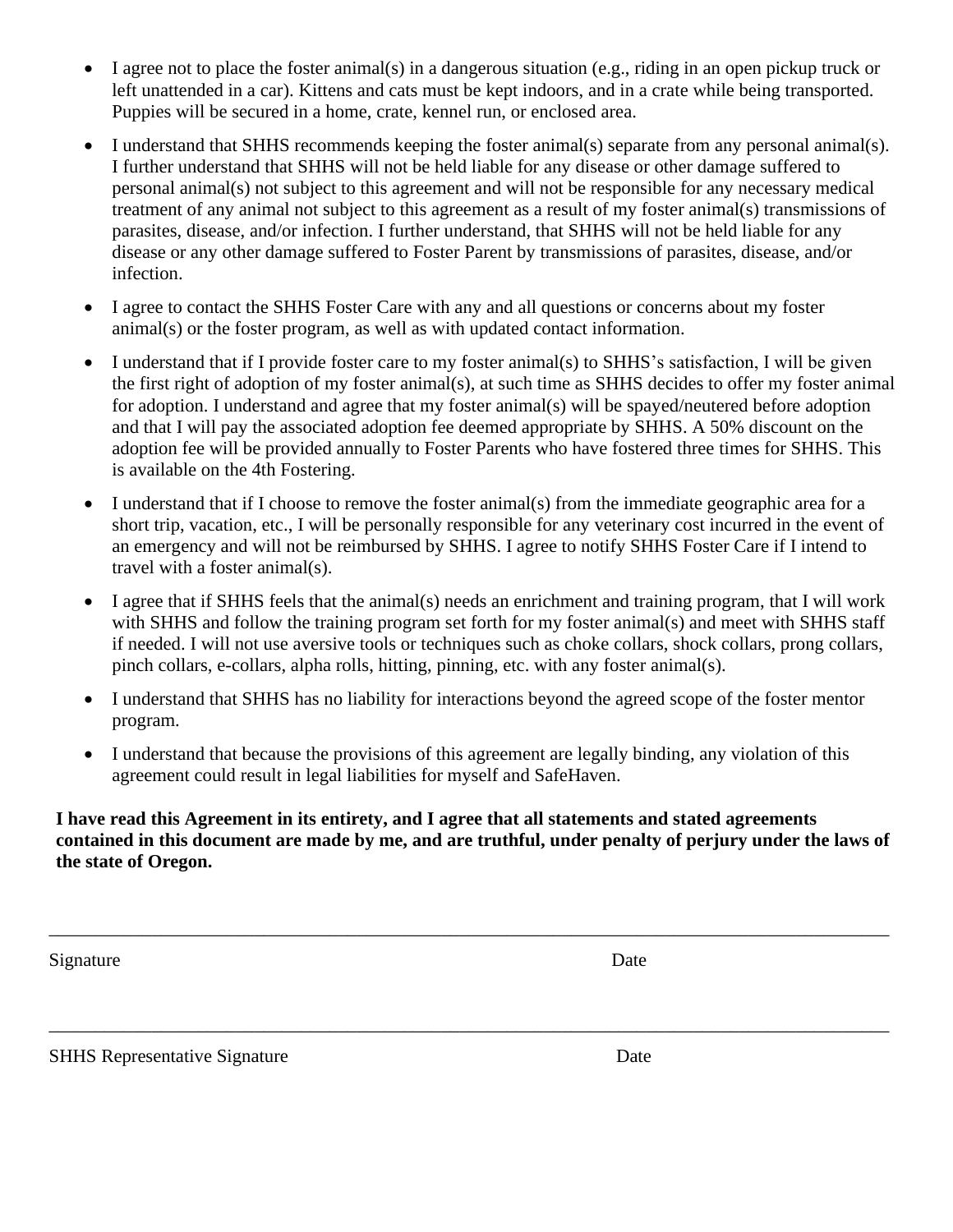- I agree not to place the foster animal(s) in a dangerous situation (e.g., riding in an open pickup truck or left unattended in a car). Kittens and cats must be kept indoors, and in a crate while being transported. Puppies will be secured in a home, crate, kennel run, or enclosed area.
- I understand that SHHS recommends keeping the foster animal(s) separate from any personal animal(s). I further understand that SHHS will not be held liable for any disease or other damage suffered to personal animal(s) not subject to this agreement and will not be responsible for any necessary medical treatment of any animal not subject to this agreement as a result of my foster animal(s) transmissions of parasites, disease, and/or infection. I further understand, that SHHS will not be held liable for any disease or any other damage suffered to Foster Parent by transmissions of parasites, disease, and/or infection.
- I agree to contact the SHHS Foster Care with any and all questions or concerns about my foster animal(s) or the foster program, as well as with updated contact information.
- I understand that if I provide foster care to my foster animal(s) to SHHS's satisfaction, I will be given the first right of adoption of my foster animal(s), at such time as SHHS decides to offer my foster animal for adoption. I understand and agree that my foster animal(s) will be spayed/neutered before adoption and that I will pay the associated adoption fee deemed appropriate by SHHS. A 50% discount on the adoption fee will be provided annually to Foster Parents who have fostered three times for SHHS. This is available on the 4th Fostering.
- I understand that if I choose to remove the foster animal(s) from the immediate geographic area for a short trip, vacation, etc., I will be personally responsible for any veterinary cost incurred in the event of an emergency and will not be reimbursed by SHHS. I agree to notify SHHS Foster Care if I intend to travel with a foster animal(s).
- I agree that if SHHS feels that the animal(s) needs an enrichment and training program, that I will work with SHHS and follow the training program set forth for my foster animal(s) and meet with SHHS staff if needed. I will not use aversive tools or techniques such as choke collars, shock collars, prong collars, pinch collars, e-collars, alpha rolls, hitting, pinning, etc. with any foster animal(s).
- I understand that SHHS has no liability for interactions beyond the agreed scope of the foster mentor program.
- I understand that because the provisions of this agreement are legally binding, any violation of this agreement could result in legal liabilities for myself and SafeHaven.

**I have read this Agreement in its entirety, and I agree that all statements and stated agreements contained in this document are made by me, and are truthful, under penalty of perjury under the laws of the state of Oregon.**

_____________________________________________________________________________________

Signature Date

_____________________________________________________________________________________

SHHS Representative Signature Date